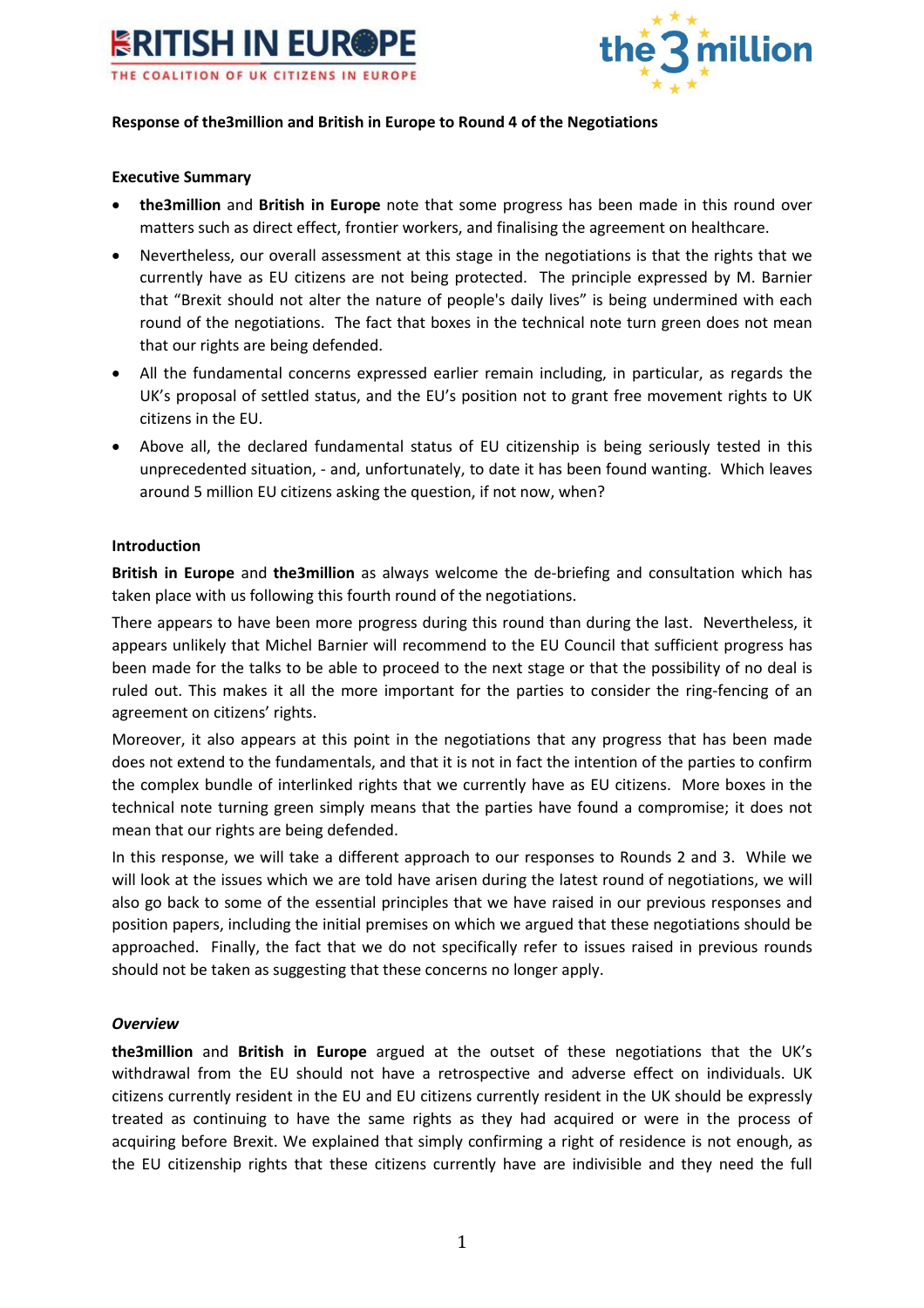**Response of the3million and British in Europe to Round 4 of the Negotiations**

**Executive Summary**

- **the3million** and **British in Europe** note that some progress has been made in this round over matters such as direct effect, frontier workers, and finalising the agreement on healthcare.
- Nevertheless, our overall assessment at this stage in the negotiations is that the rights that we currently have as EU citizens are not being protected. The principle expressed by M. Barnier that "Brexit should not alter the nature of people's daily lives" is being undermined with each round of the negotiations. The fact that boxes in the technical note turn green does not mean that our rights are being defended.
- All the fundamental concerns expressed earlier remain including, in particular, as regards the UK's proposal of settled status, and the EU's position not to grant free movement rights to UK citizens in the EU.
- Above all, the declared fundamental status of EU citizenship is being seriously tested in this unprecedented situation, - and, unfortunately, to date it has been found wanting. Which leaves around 5 million EU citizens asking the question, if not now, when?

**Introduction**

**British in Europe** and **the3million** as always welcome the de-briefing and consultation which has taken place with us following this fourth round of the negotiations.

There appears to have been more progress during this round than during the last. Nevertheless, it appears unlikely that Michel Barnier will recommend to the EU Council that sufficient progress has been made for the talks to be able to proceed to the next stage or that the possibility of no deal is ruled out. This makes it all the more important for the parties to consider the ring-fencing of an agreement on citizens' rights.

Moreover, it also appears at this point in the negotiations that any progress that has been made does not extend to the fundamentals, and that it is not in fact the intention of the parties to confirm the complex bundle of interlinked rights that we currently have as EU citizens. More boxes in the technical note turning green simply means that the parties have found a compromise; it does not mean that our rights are being defended.

In this response, we will take a different approach to our responses to Rounds 2 and 3. While we will look at the issues which we are told have arisen during the latest round of negotiations, we will also go back to some of the essential principles that we have raised in our previous responses and position papers, including the initial premises on which we argued that these negotiations should be approached. Finally, the fact that we do not specifically refer to issues raised in previous rounds should not be taken as suggesting that these concerns no longer apply.

***Overview***

**the3million** and **British in Europe** argued at the outset of these negotiations that the UK's withdrawal from the EU should not have a retrospective and adverse effect on individuals. UK citizens currently resident in the EU and EU citizens currently resident in the UK should be expressly treated as continuing to have the same rights as they had acquired or were in the process of acquiring before Brexit. We explained that simply confirming a right of residence is not enough, as the EU citizenship rights that these citizens currently have are indivisible and they need the full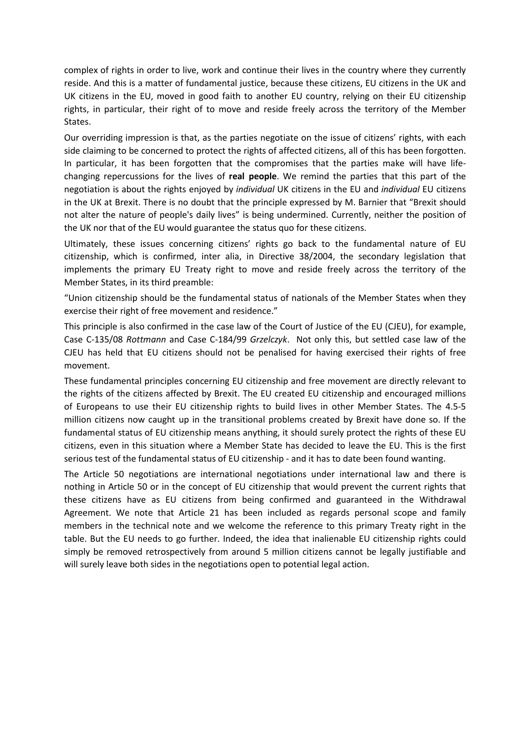complex of rights in order to live, work and continue their lives in the country where they currently reside. And this is a matter of fundamental justice, because these citizens, EU citizens in the UK and UK citizens in the EU, moved in good faith to another EU country, relying on their EU citizenship rights, in particular, their right of to move and reside freely across the territory of the Member States.

Our overriding impression is that, as the parties negotiate on the issue of citizens' rights, with each side claiming to be concerned to protect the rights of affected citizens, all of this has been forgotten. In particular, it has been forgotten that the compromises that the parties make will have life-changing repercussions for the lives of **real people**. We remind the parties that this part of the negotiation is about the rights enjoyed by *individual* UK citizens in the EU and *individual* EU citizens in the UK at Brexit. There is no doubt that the principle expressed by M. Barnier that "Brexit should not alter the nature of people's daily lives" is being undermined. Currently, neither the position of the UK nor that of the EU would guarantee the status quo for these citizens.

Ultimately, these issues concerning citizens' rights go back to the fundamental nature of EU citizenship, which is confirmed, inter alia, in Directive 38/2004, the secondary legislation that implements the primary EU Treaty right to move and reside freely across the territory of the Member States, in its third preamble:

"Union citizenship should be the fundamental status of nationals of the Member States when they exercise their right of free movement and residence."

This principle is also confirmed in the case law of the Court of Justice of the EU (CJEU), for example, Case C-135/08 *Rottmann* and Case C-184/99 *Grzelczyk*. Not only this, but settled case law of the CJEU has held that EU citizens should not be penalised for having exercised their rights of free movement.

These fundamental principles concerning EU citizenship and free movement are directly relevant to the rights of the citizens affected by Brexit. The EU created EU citizenship and encouraged millions of Europeans to use their EU citizenship rights to build lives in other Member States. The 4.5-5 million citizens now caught up in the transitional problems created by Brexit have done so. If the fundamental status of EU citizenship means anything, it should surely protect the rights of these EU citizens, even in this situation where a Member State has decided to leave the EU. This is the first serious test of the fundamental status of EU citizenship - and it has to date been found wanting.

The Article 50 negotiations are international negotiations under international law and there is nothing in Article 50 or in the concept of EU citizenship that would prevent the current rights that these citizens have as EU citizens from being confirmed and guaranteed in the Withdrawal Agreement. We note that Article 21 has been included as regards personal scope and family members in the technical note and we welcome the reference to this primary Treaty right in the table. But the EU needs to go further. Indeed, the idea that inalienable EU citizenship rights could simply be removed retrospectively from around 5 million citizens cannot be legally justifiable and will surely leave both sides in the negotiations open to potential legal action.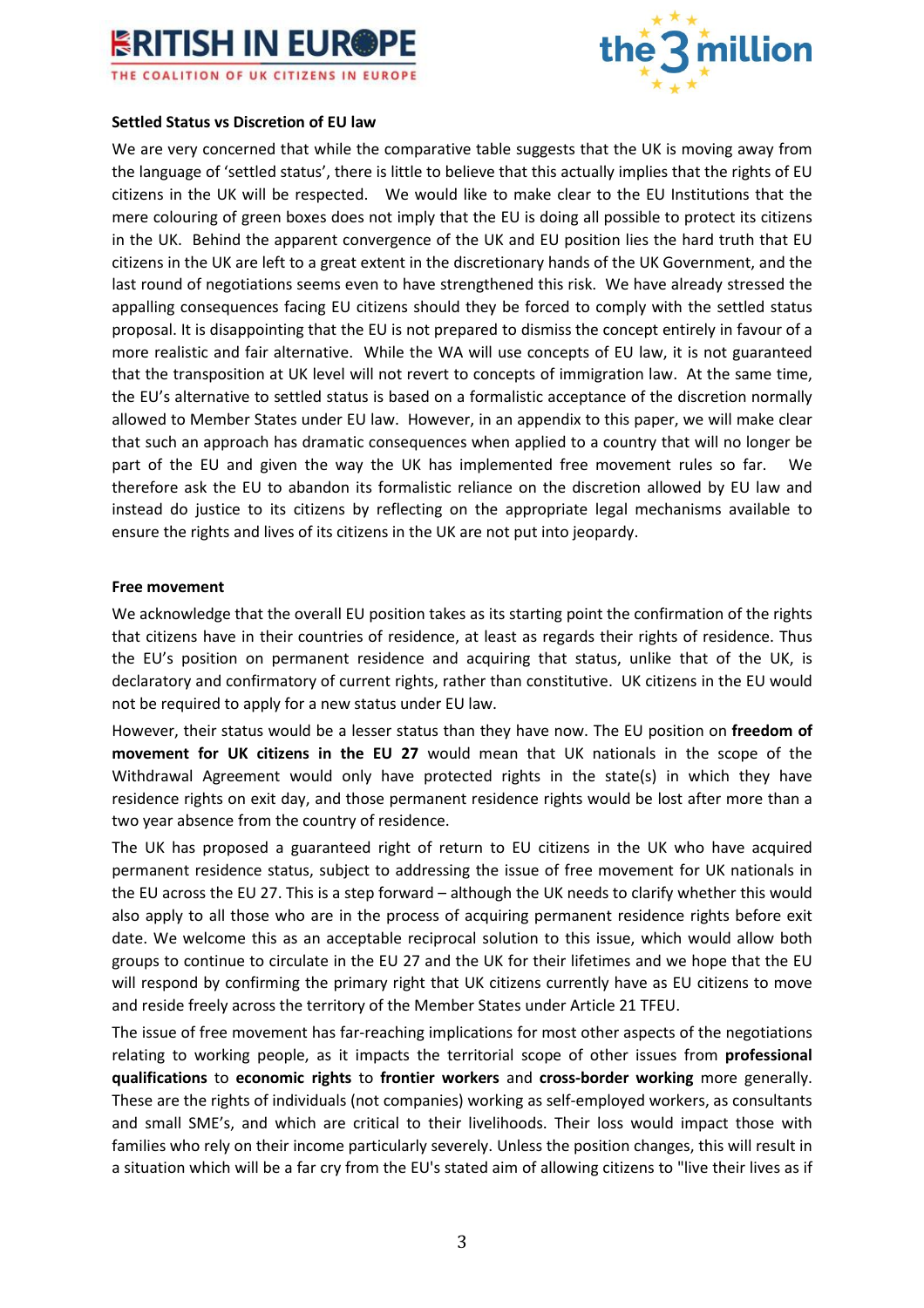**Settled Status vs Discretion of EU law**

We are very concerned that while the comparative table suggests that the UK is moving away from the language of 'settled status', there is little to believe that this actually implies that the rights of EU citizens in the UK will be respected. We would like to make clear to the EU Institutions that the mere colouring of green boxes does not imply that the EU is doing all possible to protect its citizens in the UK. Behind the apparent convergence of the UK and EU position lies the hard truth that EU citizens in the UK are left to a great extent in the discretionary hands of the UK Government, and the last round of negotiations seems even to have strengthened this risk. We have already stressed the appalling consequences facing EU citizens should they be forced to comply with the settled status proposal. It is disappointing that the EU is not prepared to dismiss the concept entirely in favour of a more realistic and fair alternative. While the WA will use concepts of EU law, it is not guaranteed that the transposition at UK level will not revert to concepts of immigration law. At the same time, the EU's alternative to settled status is based on a formalistic acceptance of the discretion normally allowed to Member States under EU law. However, in an appendix to this paper, we will make clear that such an approach has dramatic consequences when applied to a country that will no longer be part of the EU and given the way the UK has implemented free movement rules so far. We therefore ask the EU to abandon its formalistic reliance on the discretion allowed by EU law and instead do justice to its citizens by reflecting on the appropriate legal mechanisms available to ensure the rights and lives of its citizens in the UK are not put into jeopardy.

**Free movement**

We acknowledge that the overall EU position takes as its starting point the confirmation of the rights that citizens have in their countries of residence, at least as regards their rights of residence. Thus the EU's position on permanent residence and acquiring that status, unlike that of the UK, is declaratory and confirmatory of current rights, rather than constitutive. UK citizens in the EU would not be required to apply for a new status under EU law.

However, their status would be a lesser status than they have now. The EU position on **freedom of movement for UK citizens in the EU 27** would mean that UK nationals in the scope of the Withdrawal Agreement would only have protected rights in the state(s) in which they have residence rights on exit day, and those permanent residence rights would be lost after more than a two year absence from the country of residence.

The UK has proposed a guaranteed right of return to EU citizens in the UK who have acquired permanent residence status, subject to addressing the issue of free movement for UK nationals in the EU across the EU 27. This is a step forward – although the UK needs to clarify whether this would also apply to all those who are in the process of acquiring permanent residence rights before exit date. We welcome this as an acceptable reciprocal solution to this issue, which would allow both groups to continue to circulate in the EU 27 and the UK for their lifetimes and we hope that the EU will respond by confirming the primary right that UK citizens currently have as EU citizens to move and reside freely across the territory of the Member States under Article 21 TFEU.

The issue of free movement has far-reaching implications for most other aspects of the negotiations relating to working people, as it impacts the territorial scope of other issues from **professional qualifications** to **economic rights** to **frontier workers** and **cross-border working** more generally. These are the rights of individuals (not companies) working as self-employed workers, as consultants and small SME's, and which are critical to their livelihoods. Their loss would impact those with families who rely on their income particularly severely. Unless the position changes, this will result in a situation which will be a far cry from the EU's stated aim of allowing citizens to "live their lives as if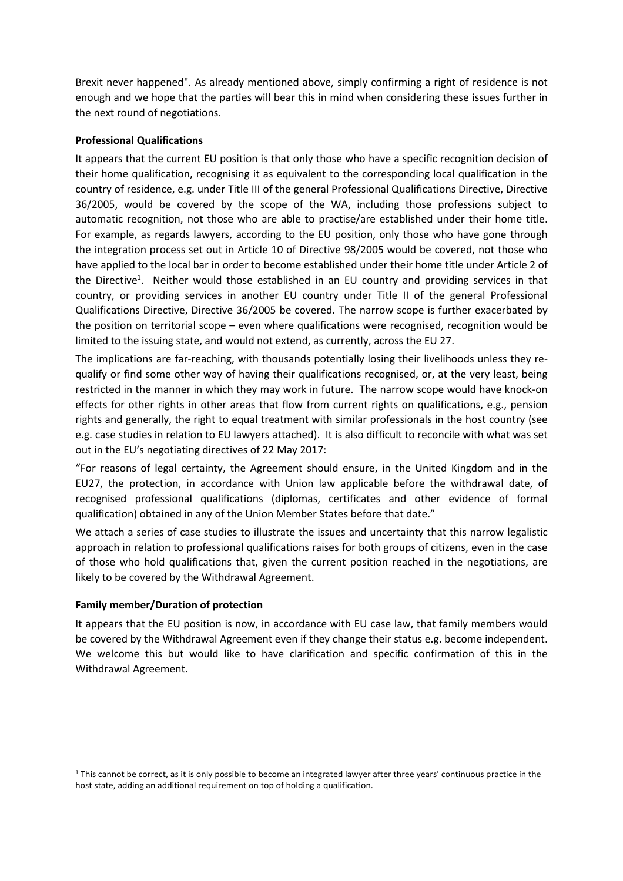Brexit never happened". As already mentioned above, simply confirming a right of residence is not enough and we hope that the parties will bear this in mind when considering these issues further in the next round of negotiations.

**Professional Qualifications**

It appears that the current EU position is that only those who have a specific recognition decision of their home qualification, recognising it as equivalent to the corresponding local qualification in the country of residence, e.g. under Title III of the general Professional Qualifications Directive, Directive 36/2005, would be covered by the scope of the WA, including those professions subject to automatic recognition, not those who are able to practise/are established under their home title. For example, as regards lawyers, according to the EU position, only those who have gone through the integration process set out in Article 10 of Directive 98/2005 would be covered, not those who have applied to the local bar in order to become established under their home title under Article 2 of the Directive[1]. Neither would those established in an EU country and providing services in that country, or providing services in another EU country under Title II of the general Professional Qualifications Directive, Directive 36/2005 be covered. The narrow scope is further exacerbated by the position on territorial scope – even where qualifications were recognised, recognition would be limited to the issuing state, and would not extend, as currently, across the EU 27.

The implications are far-reaching, with thousands potentially losing their livelihoods unless they re-qualify or find some other way of having their qualifications recognised, or, at the very least, being restricted in the manner in which they may work in future. The narrow scope would have knock-on effects for other rights in other areas that flow from current rights on qualifications, e.g., pension rights and generally, the right to equal treatment with similar professionals in the host country (see e.g. case studies in relation to EU lawyers attached). It is also difficult to reconcile with what was set out in the EU's negotiating directives of 22 May 2017:

"For reasons of legal certainty, the Agreement should ensure, in the United Kingdom and in the EU27, the protection, in accordance with Union law applicable before the withdrawal date, of recognised professional qualifications (diplomas, certificates and other evidence of formal qualification) obtained in any of the Union Member States before that date."

We attach a series of case studies to illustrate the issues and uncertainty that this narrow legalistic approach in relation to professional qualifications raises for both groups of citizens, even in the case of those who hold qualifications that, given the current position reached in the negotiations, are likely to be covered by the Withdrawal Agreement.

**Family member/Duration of protection**

It appears that the EU position is now, in accordance with EU case law, that family members would be covered by the Withdrawal Agreement even if they change their status e.g. become independent. We welcome this but would like to have clarification and specific confirmation of this in the Withdrawal Agreement.

[1] This cannot be correct, as it is only possible to become an integrated lawyer after three years' continuous practice in the host state, adding an additional requirement on top of holding a qualification.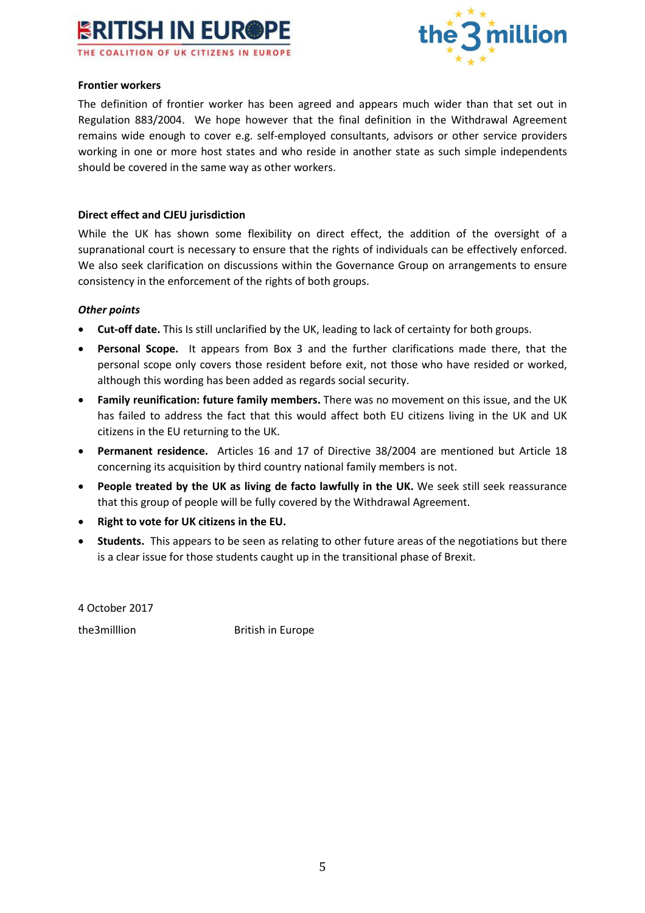**Frontier workers**

The definition of frontier worker has been agreed and appears much wider than that set out in Regulation 883/2004. We hope however that the final definition in the Withdrawal Agreement remains wide enough to cover e.g. self-employed consultants, advisors or other service providers working in one or more host states and who reside in another state as such simple independents should be covered in the same way as other workers.

**Direct effect and CJEU jurisdiction**

While the UK has shown some flexibility on direct effect, the addition of the oversight of a supranational court is necessary to ensure that the rights of individuals can be effectively enforced. We also seek clarification on discussions within the Governance Group on arrangements to ensure consistency in the enforcement of the rights of both groups.

***Other points***

- **Cut-off date.** This Is still unclarified by the UK, leading to lack of certainty for both groups.
- **Personal Scope.** It appears from Box 3 and the further clarifications made there, that the personal scope only covers those resident before exit, not those who have resided or worked, although this wording has been added as regards social security.
- **Family reunification: future family members.** There was no movement on this issue, and the UK has failed to address the fact that this would affect both EU citizens living in the UK and UK citizens in the EU returning to the UK.
- **Permanent residence.** Articles 16 and 17 of Directive 38/2004 are mentioned but Article 18 concerning its acquisition by third country national family members is not.
- **People treated by the UK as living de facto lawfully in the UK.** We seek still seek reassurance that this group of people will be fully covered by the Withdrawal Agreement.
- **Right to vote for UK citizens in the EU.**
- **Students.** This appears to be seen as relating to other future areas of the negotiations but there is a clear issue for those students caught up in the transitional phase of Brexit.

4 October 2017

the3milllion British in Europe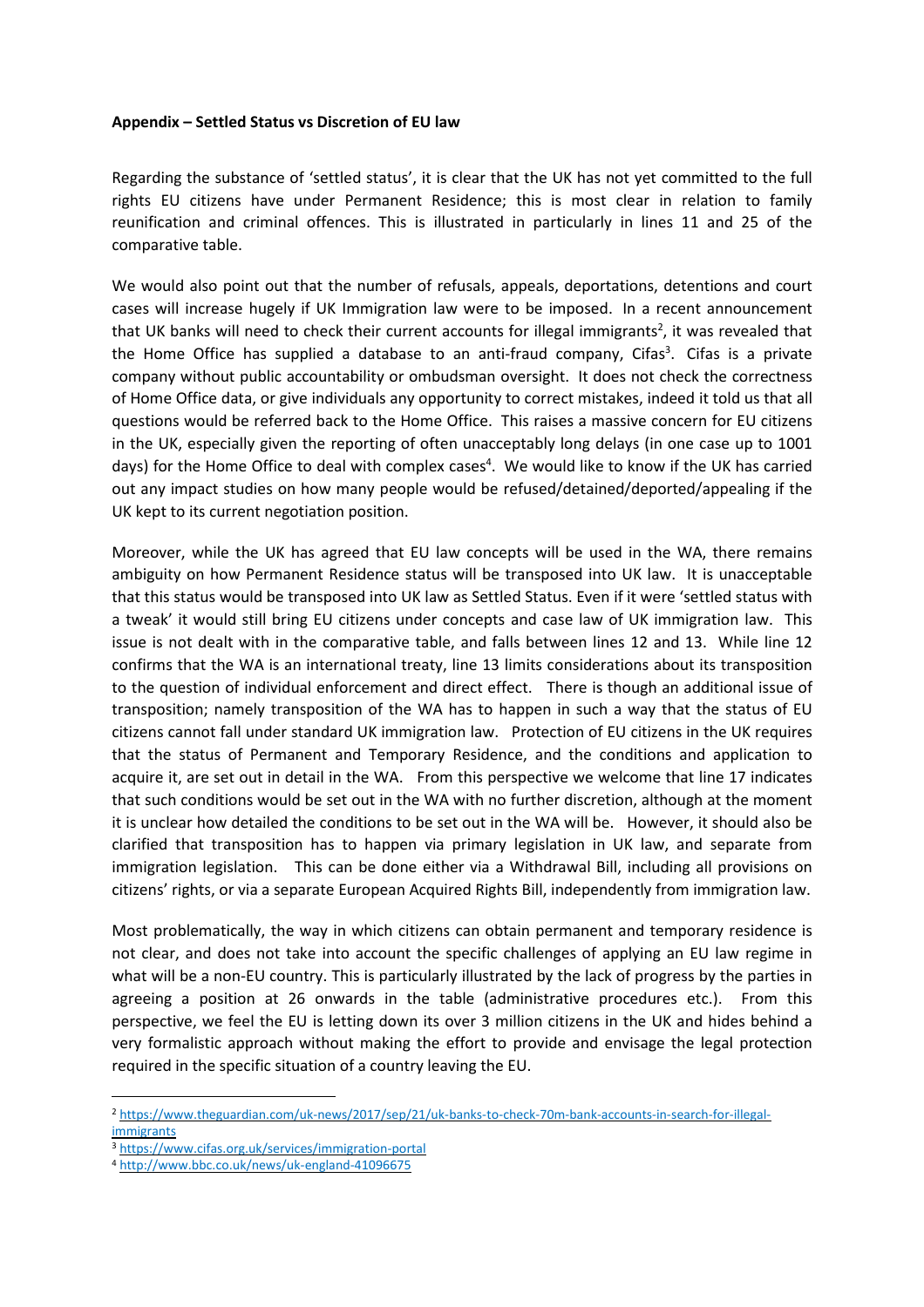**Appendix – Settled Status vs Discretion of EU law**

Regarding the substance of 'settled status', it is clear that the UK has not yet committed to the full rights EU citizens have under Permanent Residence; this is most clear in relation to family reunification and criminal offences. This is illustrated in particularly in lines 11 and 25 of the comparative table.

We would also point out that the number of refusals, appeals, deportations, detentions and court cases will increase hugely if UK Immigration law were to be imposed. In a recent announcement that UK banks will need to check their current accounts for illegal immigrants[2], it was revealed that the Home Office has supplied a database to an anti-fraud company, Cifas[3]. Cifas is a private company without public accountability or ombudsman oversight. It does not check the correctness of Home Office data, or give individuals any opportunity to correct mistakes, indeed it told us that all questions would be referred back to the Home Office. This raises a massive concern for EU citizens in the UK, especially given the reporting of often unacceptably long delays (in one case up to 1001 days) for the Home Office to deal with complex cases[4]. We would like to know if the UK has carried out any impact studies on how many people would be refused/detained/deported/appealing if the UK kept to its current negotiation position.

Moreover, while the UK has agreed that EU law concepts will be used in the WA, there remains ambiguity on how Permanent Residence status will be transposed into UK law. It is unacceptable that this status would be transposed into UK law as Settled Status. Even if it were 'settled status with a tweak' it would still bring EU citizens under concepts and case law of UK immigration law. This issue is not dealt with in the comparative table, and falls between lines 12 and 13. While line 12 confirms that the WA is an international treaty, line 13 limits considerations about its transposition to the question of individual enforcement and direct effect. There is though an additional issue of transposition; namely transposition of the WA has to happen in such a way that the status of EU citizens cannot fall under standard UK immigration law. Protection of EU citizens in the UK requires that the status of Permanent and Temporary Residence, and the conditions and application to acquire it, are set out in detail in the WA. From this perspective we welcome that line 17 indicates that such conditions would be set out in the WA with no further discretion, although at the moment it is unclear how detailed the conditions to be set out in the WA will be. However, it should also be clarified that transposition has to happen via primary legislation in UK law, and separate from immigration legislation. This can be done either via a Withdrawal Bill, including all provisions on citizens' rights, or via a separate European Acquired Rights Bill, independently from immigration law.

Most problematically, the way in which citizens can obtain permanent and temporary residence is not clear, and does not take into account the specific challenges of applying an EU law regime in what will be a non-EU country. This is particularly illustrated by the lack of progress by the parties in agreeing a position at 26 onwards in the table (administrative procedures etc.). From this perspective, we feel the EU is letting down its over 3 million citizens in the UK and hides behind a very formalistic approach without making the effort to provide and envisage the legal protection required in the specific situation of a country leaving the EU.

---

[2] https://www.theguardian.com/uk-news/2017/sep/21/uk-banks-to-check-70m-bank-accounts-in-search-for-illegal-immigrants

[3] https://www.cifas.org.uk/services/immigration-portal

[4] http://www.bbc.co.uk/news/uk-england-41096675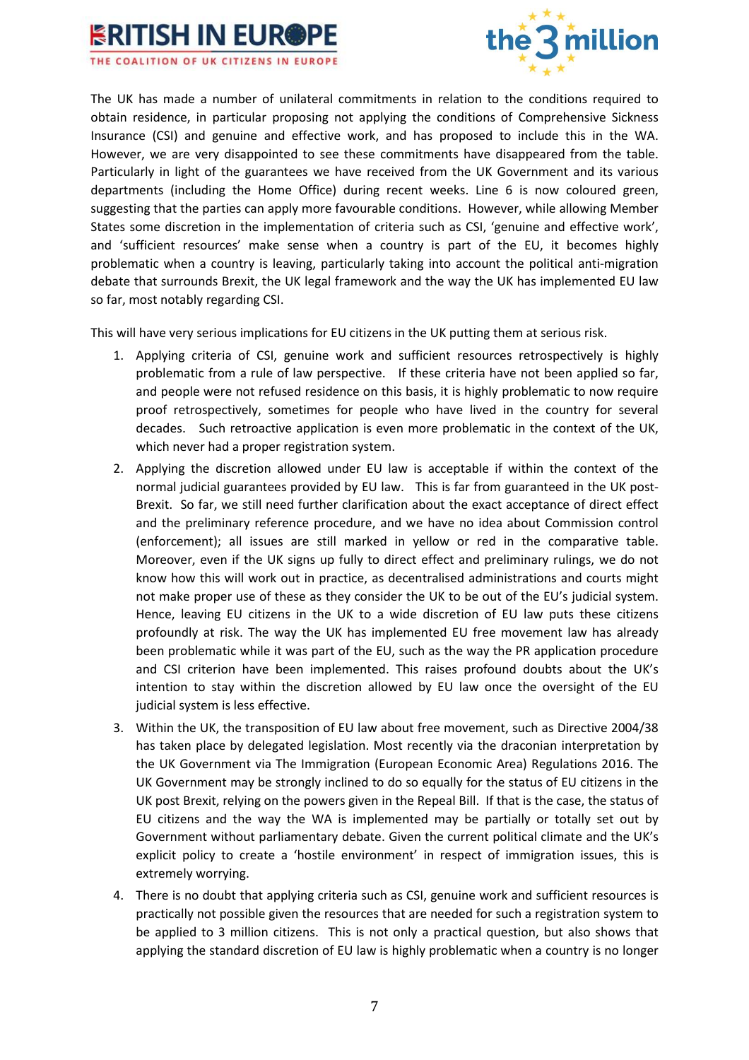The UK has made a number of unilateral commitments in relation to the conditions required to obtain residence, in particular proposing not applying the conditions of Comprehensive Sickness Insurance (CSI) and genuine and effective work, and has proposed to include this in the WA. However, we are very disappointed to see these commitments have disappeared from the table. Particularly in light of the guarantees we have received from the UK Government and its various departments (including the Home Office) during recent weeks. Line 6 is now coloured green, suggesting that the parties can apply more favourable conditions. However, while allowing Member States some discretion in the implementation of criteria such as CSI, 'genuine and effective work', and 'sufficient resources' make sense when a country is part of the EU, it becomes highly problematic when a country is leaving, particularly taking into account the political anti-migration debate that surrounds Brexit, the UK legal framework and the way the UK has implemented EU law so far, most notably regarding CSI.

This will have very serious implications for EU citizens in the UK putting them at serious risk.

1. Applying criteria of CSI, genuine work and sufficient resources retrospectively is highly problematic from a rule of law perspective. If these criteria have not been applied so far, and people were not refused residence on this basis, it is highly problematic to now require proof retrospectively, sometimes for people who have lived in the country for several decades. Such retroactive application is even more problematic in the context of the UK, which never had a proper registration system.
2. Applying the discretion allowed under EU law is acceptable if within the context of the normal judicial guarantees provided by EU law. This is far from guaranteed in the UK post-Brexit. So far, we still need further clarification about the exact acceptance of direct effect and the preliminary reference procedure, and we have no idea about Commission control (enforcement); all issues are still marked in yellow or red in the comparative table. Moreover, even if the UK signs up fully to direct effect and preliminary rulings, we do not know how this will work out in practice, as decentralised administrations and courts might not make proper use of these as they consider the UK to be out of the EU's judicial system. Hence, leaving EU citizens in the UK to a wide discretion of EU law puts these citizens profoundly at risk. The way the UK has implemented EU free movement law has already been problematic while it was part of the EU, such as the way the PR application procedure and CSI criterion have been implemented. This raises profound doubts about the UK's intention to stay within the discretion allowed by EU law once the oversight of the EU judicial system is less effective.
3. Within the UK, the transposition of EU law about free movement, such as Directive 2004/38 has taken place by delegated legislation. Most recently via the draconian interpretation by the UK Government via The Immigration (European Economic Area) Regulations 2016. The UK Government may be strongly inclined to do so equally for the status of EU citizens in the UK post Brexit, relying on the powers given in the Repeal Bill. If that is the case, the status of EU citizens and the way the WA is implemented may be partially or totally set out by Government without parliamentary debate. Given the current political climate and the UK's explicit policy to create a 'hostile environment' in respect of immigration issues, this is extremely worrying.
4. There is no doubt that applying criteria such as CSI, genuine work and sufficient resources is practically not possible given the resources that are needed for such a registration system to be applied to 3 million citizens. This is not only a practical question, but also shows that applying the standard discretion of EU law is highly problematic when a country is no longer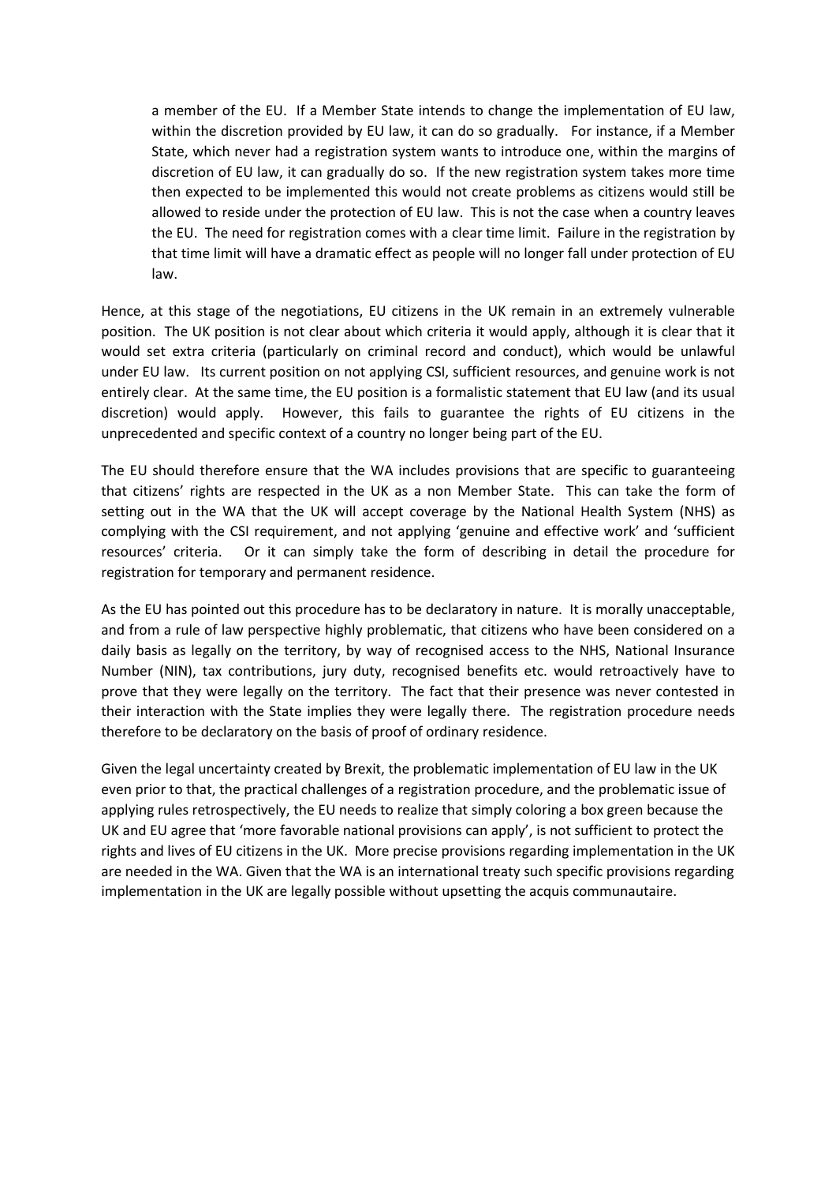> a member of the EU. If a Member State intends to change the implementation of EU law, within the discretion provided by EU law, it can do so gradually. For instance, if a Member State, which never had a registration system wants to introduce one, within the margins of discretion of EU law, it can gradually do so. If the new registration system takes more time then expected to be implemented this would not create problems as citizens would still be allowed to reside under the protection of EU law. This is not the case when a country leaves the EU. The need for registration comes with a clear time limit. Failure in the registration by that time limit will have a dramatic effect as people will no longer fall under protection of EU law.

Hence, at this stage of the negotiations, EU citizens in the UK remain in an extremely vulnerable position. The UK position is not clear about which criteria it would apply, although it is clear that it would set extra criteria (particularly on criminal record and conduct), which would be unlawful under EU law. Its current position on not applying CSI, sufficient resources, and genuine work is not entirely clear. At the same time, the EU position is a formalistic statement that EU law (and its usual discretion) would apply. However, this fails to guarantee the rights of EU citizens in the unprecedented and specific context of a country no longer being part of the EU.

The EU should therefore ensure that the WA includes provisions that are specific to guaranteeing that citizens' rights are respected in the UK as a non Member State. This can take the form of setting out in the WA that the UK will accept coverage by the National Health System (NHS) as complying with the CSI requirement, and not applying 'genuine and effective work' and 'sufficient resources' criteria. Or it can simply take the form of describing in detail the procedure for registration for temporary and permanent residence.

As the EU has pointed out this procedure has to be declaratory in nature. It is morally unacceptable, and from a rule of law perspective highly problematic, that citizens who have been considered on a daily basis as legally on the territory, by way of recognised access to the NHS, National Insurance Number (NIN), tax contributions, jury duty, recognised benefits etc. would retroactively have to prove that they were legally on the territory. The fact that their presence was never contested in their interaction with the State implies they were legally there. The registration procedure needs therefore to be declaratory on the basis of proof of ordinary residence.

Given the legal uncertainty created by Brexit, the problematic implementation of EU law in the UK even prior to that, the practical challenges of a registration procedure, and the problematic issue of applying rules retrospectively, the EU needs to realize that simply coloring a box green because the UK and EU agree that 'more favorable national provisions can apply', is not sufficient to protect the rights and lives of EU citizens in the UK. More precise provisions regarding implementation in the UK are needed in the WA. Given that the WA is an international treaty such specific provisions regarding implementation in the UK are legally possible without upsetting the acquis communautaire.